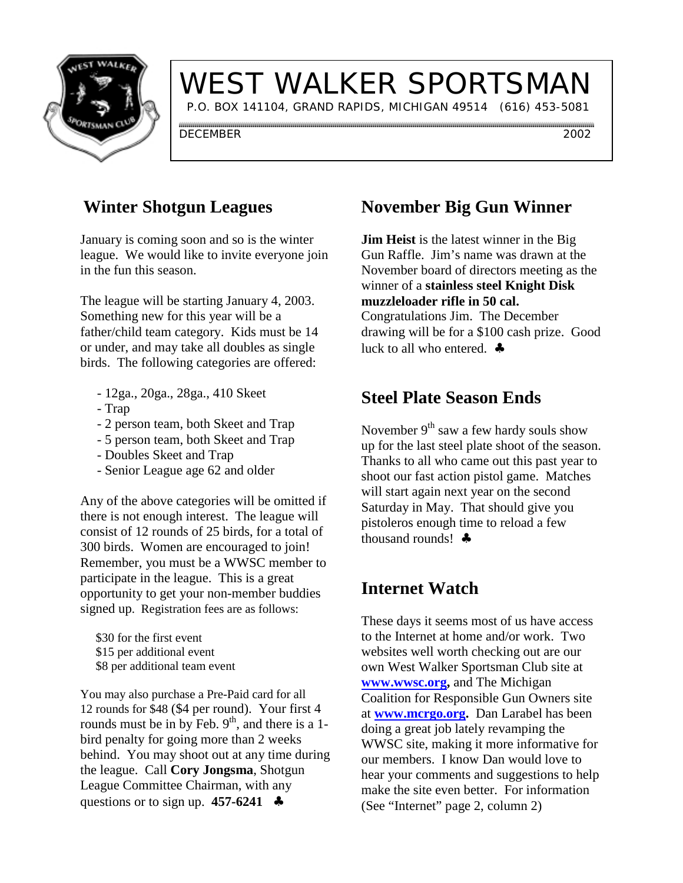# WEST WALKER SPORTSMAN

P.O. BOX 141104, GRAND RAPIDS, MICHIGAN 49514 (616) 453-5081

DECEMBER 2002

## Winter Shotgun Leagues

January is coming soon and so is the winter league. We would like to invite everyone join in the fun this season.

The league will be starting January 4, 2003. Something new for this year will be a father/child team category. Kids must be 14 or under, and may take all doubles as single birds. The following categories are offered:

- 12ga., 20ga., 28ga., 410 Skeet
- Trap
- 2 person team, both Skeet and Trap
- 5 person team, both Skeet and Trap
- Doubles Skeet and Trap
- Senior League age 62 and older

Any of the above categories will be omitted if there is not enough interest. The league will consist of 12 rounds of 25 birds, for a total of 300 birds. Women are encouraged to join! Remember, you must be a WWSC member to participate in the league. This is a great opportunity to get your non-member buddies signed up. Registration fees are as follows:

$30 for the first event
$15 per additional event
$8 per additional team event

You may also purchase a Pre-Paid card for all 12 rounds for $48 ($4 per round). Your first 4 rounds must be in by Feb. 9th, and there is a 1-bird penalty for going more than 2 weeks behind. You may shoot out at any time during the league. Call **Cory Jongsma**, Shotgun League Committee Chairman, with any questions or to sign up. **457-6241** ♣

## November Big Gun Winner

**Jim Heist** is the latest winner in the Big Gun Raffle. Jim's name was drawn at the November board of directors meeting as the winner of a **stainless steel Knight Disk muzzleloader rifle in 50 cal.** Congratulations Jim. The December drawing will be for a $100 cash prize. Good luck to all who entered. ♣

## Steel Plate Season Ends

November 9th saw a few hardy souls show up for the last steel plate shoot of the season. Thanks to all who came out this past year to shoot our fast action pistol game. Matches will start again next year on the second Saturday in May. That should give you pistoleros enough time to reload a few thousand rounds! ♣

## Internet Watch

These days it seems most of us have access to the Internet at home and/or work. Two websites well worth checking out are our own West Walker Sportsman Club site at **www.wwsc.org**, and The Michigan Coalition for Responsible Gun Owners site at **www.mcrgo.org**. Dan Larabel has been doing a great job lately revamping the WWSC site, making it more informative for our members. I know Dan would love to hear your comments and suggestions to help make the site even better. For information (See "Internet" page 2, column 2)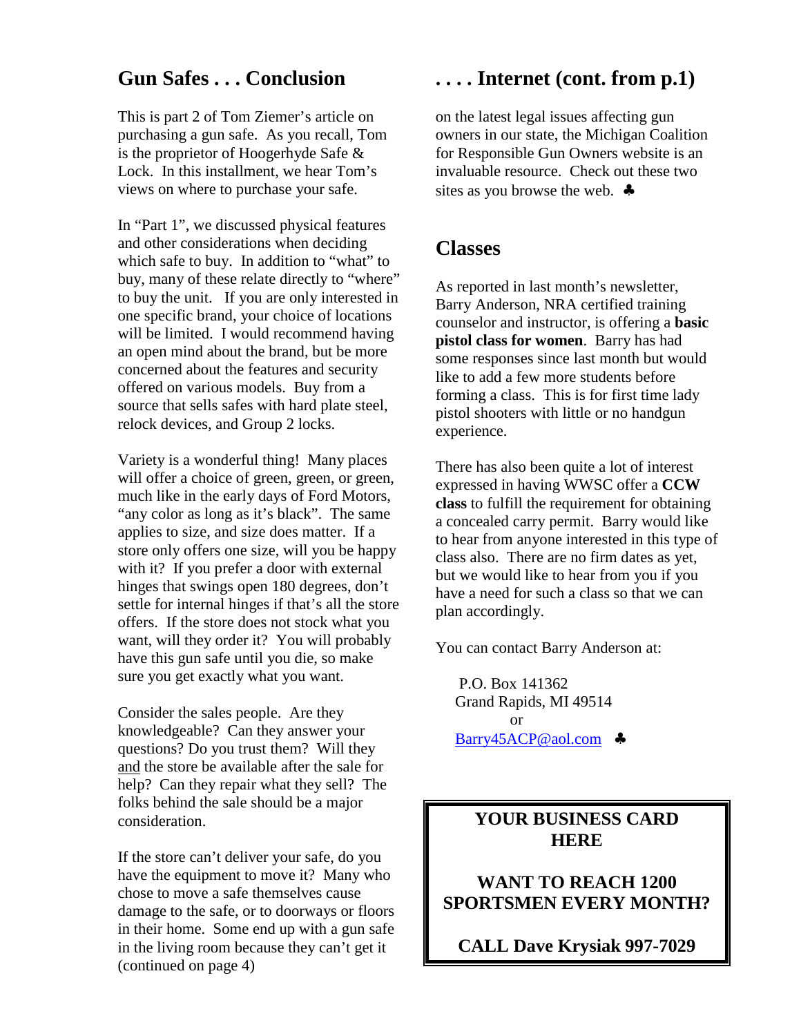## Gun Safes . . . Conclusion

This is part 2 of Tom Ziemer's article on purchasing a gun safe. As you recall, Tom is the proprietor of Hoogerhyde Safe & Lock. In this installment, we hear Tom's views on where to purchase your safe.

In "Part 1", we discussed physical features and other considerations when deciding which safe to buy. In addition to "what" to buy, many of these relate directly to "where" to buy the unit. If you are only interested in one specific brand, your choice of locations will be limited. I would recommend having an open mind about the brand, but be more concerned about the features and security offered on various models. Buy from a source that sells safes with hard plate steel, relock devices, and Group 2 locks.

Variety is a wonderful thing! Many places will offer a choice of green, green, or green, much like in the early days of Ford Motors, "any color as long as it's black". The same applies to size, and size does matter. If a store only offers one size, will you be happy with it? If you prefer a door with external hinges that swings open 180 degrees, don't settle for internal hinges if that's all the store offers. If the store does not stock what you want, will they order it? You will probably have this gun safe until you die, so make sure you get exactly what you want.

Consider the sales people. Are they knowledgeable? Can they answer your questions? Do you trust them? Will they <u>and</u> the store be available after the sale for help? Can they repair what they sell? The folks behind the sale should be a major consideration.

If the store can't deliver your safe, do you have the equipment to move it? Many who chose to move a safe themselves cause damage to the safe, or to doorways or floors in their home. Some end up with a gun safe in the living room because they can't get it (continued on page 4)

## . . . . Internet (cont. from p.1)

on the latest legal issues affecting gun owners in our state, the Michigan Coalition for Responsible Gun Owners website is an invaluable resource. Check out these two sites as you browse the web. ♣

## Classes

As reported in last month's newsletter, Barry Anderson, NRA certified training counselor and instructor, is offering a **basic pistol class for women**. Barry has had some responses since last month but would like to add a few more students before forming a class. This is for first time lady pistol shooters with little or no handgun experience.

There has also been quite a lot of interest expressed in having WWSC offer a **CCW class** to fulfill the requirement for obtaining a concealed carry permit. Barry would like to hear from anyone interested in this type of class also. There are no firm dates as yet, but we would like to hear from you if you have a need for such a class so that we can plan accordingly.

You can contact Barry Anderson at:

P.O. Box 141362
Grand Rapids, MI 49514
or
Barry45ACP@aol.com ♣

**YOUR BUSINESS CARD HERE**

**WANT TO REACH 1200 SPORTSMEN EVERY MONTH?**

**CALL Dave Krysiak 997-7029**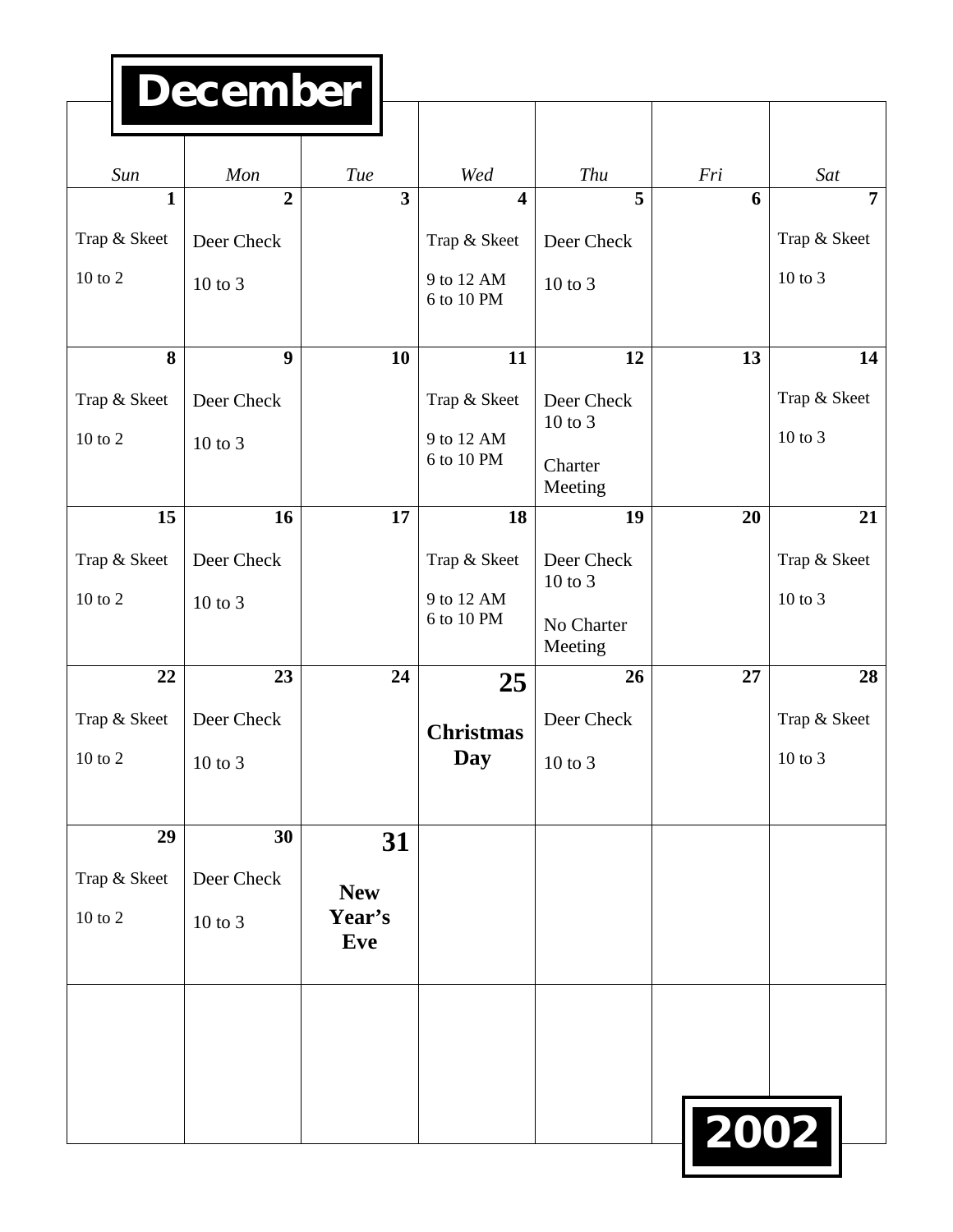# December 2002

| Sun | Mon | Tue | Wed | Thu | Fri | Sat |
|---|---|---|---|---|---|---|
| **1** Trap & Skeet 10 to 2 | **2** Deer Check 10 to 3 | **3** | **4** Trap & Skeet 9 to 12 AM 6 to 10 PM | **5** Deer Check 10 to 3 | **6** | **7** Trap & Skeet 10 to 3 |
| **8** Trap & Skeet 10 to 2 | **9** Deer Check 10 to 3 | **10** | **11** Trap & Skeet 9 to 12 AM 6 to 10 PM | **12** Deer Check 10 to 3 Charter Meeting | **13** | **14** Trap & Skeet 10 to 3 |
| **15** Trap & Skeet 10 to 2 | **16** Deer Check 10 to 3 | **17** | **18** Trap & Skeet 9 to 12 AM 6 to 10 PM | **19** Deer Check 10 to 3 No Charter Meeting | **20** | **21** Trap & Skeet 10 to 3 |
| **22** Trap & Skeet 10 to 2 | **23** Deer Check 10 to 3 | **24** | **25** **Christmas Day** | **26** Deer Check 10 to 3 | **27** | **28** Trap & Skeet 10 to 3 |
| **29** Trap & Skeet 10 to 2 | **30** Deer Check 10 to 3 | **31** **New Year's Eve** | | | | |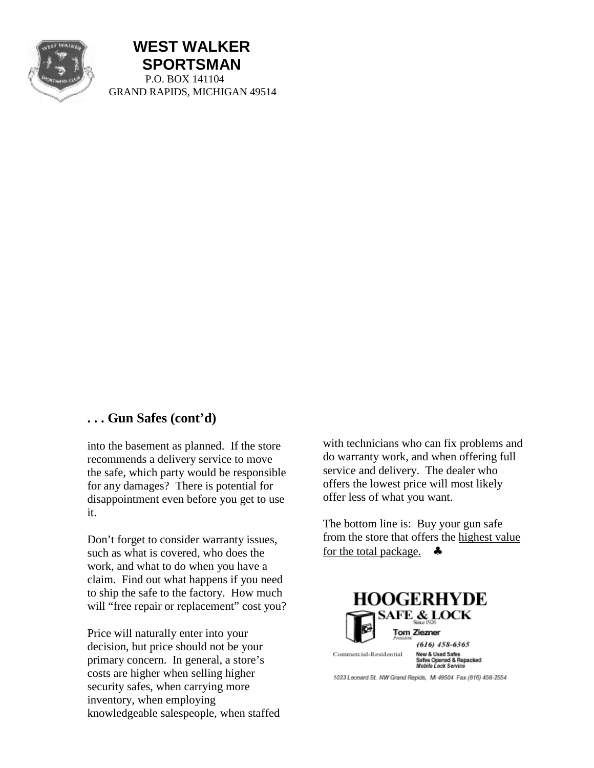# WEST WALKER SPORTSMAN

P.O. BOX 141104
GRAND RAPIDS, MICHIGAN 49514

## . . . Gun Safes (cont'd)

into the basement as planned. If the store recommends a delivery service to move the safe, which party would be responsible for any damages? There is potential for disappointment even before you get to use it.

Don't forget to consider warranty issues, such as what is covered, who does the work, and what to do when you have a claim. Find out what happens if you need to ship the safe to the factory. How much will "free repair or replacement" cost you?

Price will naturally enter into your decision, but price should not be your primary concern. In general, a store's costs are higher when selling higher security safes, when carrying more inventory, when employing knowledgeable salespeople, when staffed with technicians who can fix problems and do warranty work, and when offering full service and delivery. The dealer who offers the lowest price will most likely offer less of what you want.

The bottom line is: Buy your gun safe from the store that offers the highest value for the total package. ♣

**HOOGERHYDE SAFE & LOCK**
Since 1926

Tom Ziezner
President

(616) 458-6365

Commercial-Residential

New & Used Safes
Safes Opened & Repacked
Mobile Lock Service

1033 Leonard St. NW Grand Rapids, MI 49504 Fax (616) 456-2554